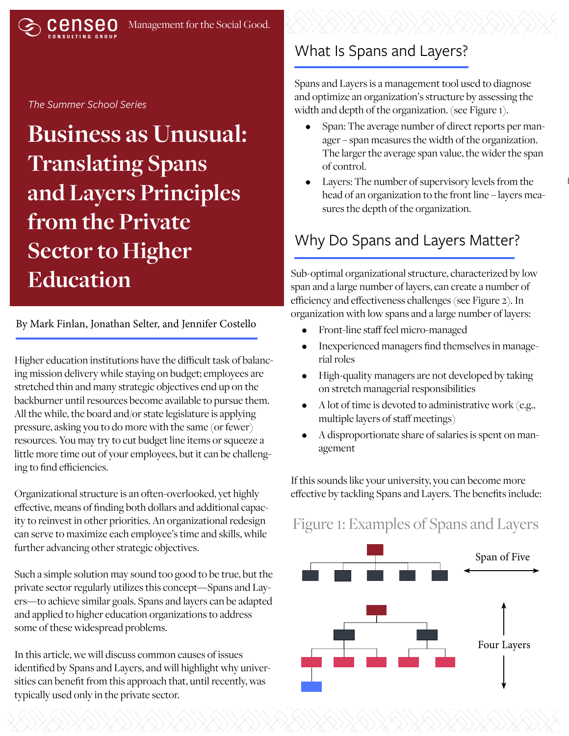censeo CONSULTING GROUP — Management for the Social Good.

*The Summer School Series*

# Business as Unusual: Translating Spans and Layers Principles from the Private Sector to Higher Education

By Mark Finlan, Jonathan Selter, and Jennifer Costello

Higher education institutions have the difficult task of balancing mission delivery while staying on budget; employees are stretched thin and many strategic objectives end up on the backburner until resources become available to pursue them. All the while, the board and/or state legislature is applying pressure, asking you to do more with the same (or fewer) resources. You may try to cut budget line items or squeeze a little more time out of your employees, but it can be challenging to find efficiencies.

Organizational structure is an often-overlooked, yet highly effective, means of finding both dollars and additional capacity to reinvest in other priorities. An organizational redesign can serve to maximize each employee's time and skills, while further advancing other strategic objectives.

Such a simple solution may sound too good to be true, but the private sector regularly utilizes this concept—Spans and Layers—to achieve similar goals. Spans and layers can be adapted and applied to higher education organizations to address some of these widespread problems.

In this article, we will discuss common causes of issues identified by Spans and Layers, and will highlight why universities can benefit from this approach that, until recently, was typically used only in the private sector.

## What Is Spans and Layers?

Spans and Layers is a management tool used to diagnose and optimize an organization's structure by assessing the width and depth of the organization. (see Figure 1).

- Span: The average number of direct reports per manager – span measures the width of the organization. The larger the average span value, the wider the span of control.
- Layers: The number of supervisory levels from the head of an organization to the front line – layers measures the depth of the organization.

## Why Do Spans and Layers Matter?

Sub-optimal organizational structure, characterized by low span and a large number of layers, can create a number of efficiency and effectiveness challenges (see Figure 2). In organization with low spans and a large number of layers:

- Front-line staff feel micro-managed
- Inexperienced managers find themselves in managerial roles
- High-quality managers are not developed by taking on stretch managerial responsibilities
- A lot of time is devoted to administrative work (e.g., multiple layers of staff meetings)
- A disproportionate share of salaries is spent on management

If this sounds like your university, you can become more effective by tackling Spans and Layers. The benefits include:

Figure 1: Examples of Spans and Layers

Span of Five

Four Layers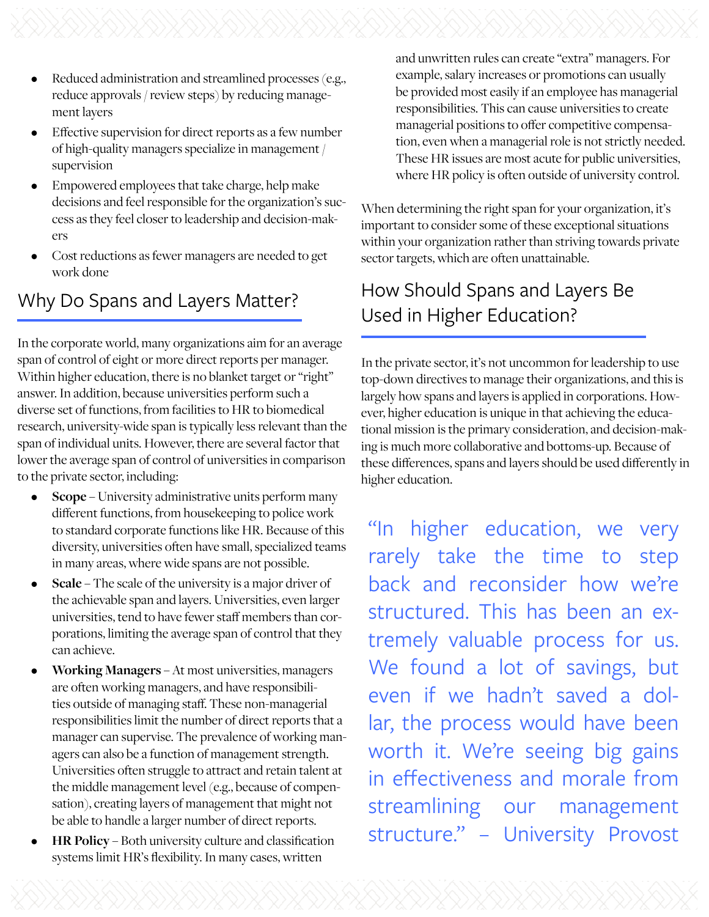- Reduced administration and streamlined processes (e.g., reduce approvals / review steps) by reducing management layers
- Effective supervision for direct reports as a few number of high-quality managers specialize in management / supervision
- Empowered employees that take charge, help make decisions and feel responsible for the organization's success as they feel closer to leadership and decision-makers
- Cost reductions as fewer managers are needed to get work done

## Why Do Spans and Layers Matter?

In the corporate world, many organizations aim for an average span of control of eight or more direct reports per manager. Within higher education, there is no blanket target or "right" answer. In addition, because universities perform such a diverse set of functions, from facilities to HR to biomedical research, university-wide span is typically less relevant than the span of individual units. However, there are several factor that lower the average span of control of universities in comparison to the private sector, including:

- **Scope** – University administrative units perform many different functions, from housekeeping to police work to standard corporate functions like HR. Because of this diversity, universities often have small, specialized teams in many areas, where wide spans are not possible.
- **Scale** – The scale of the university is a major driver of the achievable span and layers. Universities, even larger universities, tend to have fewer staff members than corporations, limiting the average span of control that they can achieve.
- **Working Managers** – At most universities, managers are often working managers, and have responsibilities outside of managing staff. These non-managerial responsibilities limit the number of direct reports that a manager can supervise. The prevalence of working managers can also be a function of management strength. Universities often struggle to attract and retain talent at the middle management level (e.g., because of compensation), creating layers of management that might not be able to handle a larger number of direct reports.
- **HR Policy** – Both university culture and classification systems limit HR's flexibility. In many cases, written and unwritten rules can create "extra" managers. For example, salary increases or promotions can usually be provided most easily if an employee has managerial responsibilities. This can cause universities to create managerial positions to offer competitive compensation, even when a managerial role is not strictly needed. These HR issues are most acute for public universities, where HR policy is often outside of university control.

When determining the right span for your organization, it's important to consider some of these exceptional situations within your organization rather than striving towards private sector targets, which are often unattainable.

## How Should Spans and Layers Be Used in Higher Education?

In the private sector, it's not uncommon for leadership to use top-down directives to manage their organizations, and this is largely how spans and layers is applied in corporations. However, higher education is unique in that achieving the educational mission is the primary consideration, and decision-making is much more collaborative and bottoms-up. Because of these differences, spans and layers should be used differently in higher education.

> "In higher education, we very rarely take the time to step back and reconsider how we're structured. This has been an extremely valuable process for us. We found a lot of savings, but even if we hadn't saved a dollar, the process would have been worth it. We're seeing big gains in effectiveness and morale from streamlining our management structure." – University Provost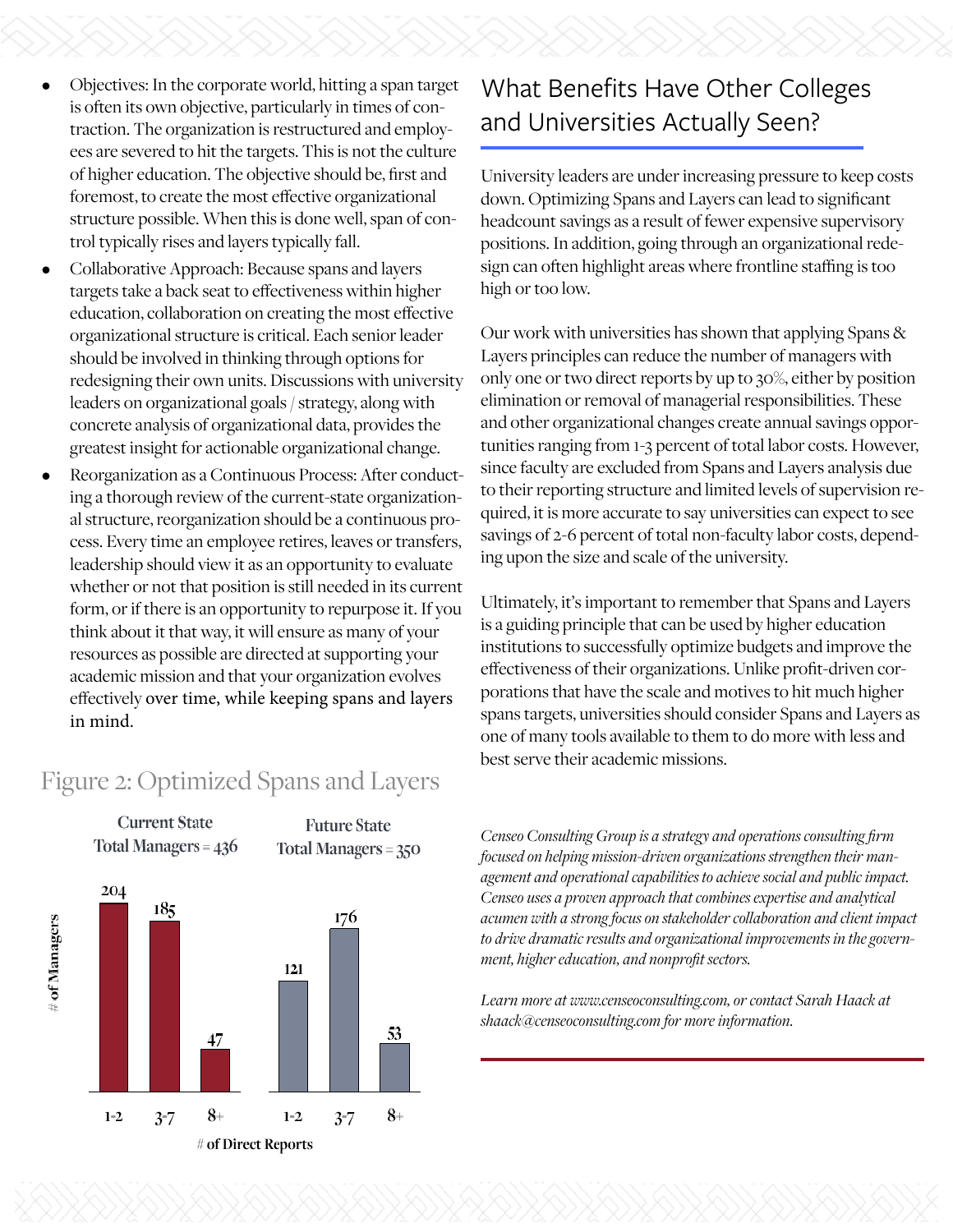- Objectives: In the corporate world, hitting a span target is often its own objective, particularly in times of contraction. The organization is restructured and employees are severed to hit the targets. This is not the culture of higher education. The objective should be, first and foremost, to create the most effective organizational structure possible. When this is done well, span of control typically rises and layers typically fall.
- Collaborative Approach: Because spans and layers targets take a back seat to effectiveness within higher education, collaboration on creating the most effective organizational structure is critical. Each senior leader should be involved in thinking through options for redesigning their own units. Discussions with university leaders on organizational goals / strategy, along with concrete analysis of organizational data, provides the greatest insight for actionable organizational change.
- Reorganization as a Continuous Process: After conducting a thorough review of the current-state organizational structure, reorganization should be a continuous process. Every time an employee retires, leaves or transfers, leadership should view it as an opportunity to evaluate whether or not that position is still needed in its current form, or if there is an opportunity to repurpose it. If you think about it that way, it will ensure as many of your resources as possible are directed at supporting your academic mission and that your organization evolves effectively over time, while keeping spans and layers in mind.

## Figure 2: Optimized Spans and Layers

Current State
Total Managers = 436

Future State
Total Managers = 350

\# of Managers

204
185
47
121
176
53

1-2
3-7
8+
1-2
3-7
8+

\# of Direct Reports

## What Benefits Have Other Colleges and Universities Actually Seen?

University leaders are under increasing pressure to keep costs down. Optimizing Spans and Layers can lead to significant headcount savings as a result of fewer expensive supervisory positions. In addition, going through an organizational redesign can often highlight areas where frontline staffing is too high or too low.

Our work with universities has shown that applying Spans & Layers principles can reduce the number of managers with only one or two direct reports by up to 30%, either by position elimination or removal of managerial responsibilities. These and other organizational changes create annual savings opportunities ranging from 1-3 percent of total labor costs. However, since faculty are excluded from Spans and Layers analysis due to their reporting structure and limited levels of supervision required, it is more accurate to say universities can expect to see savings of 2-6 percent of total non-faculty labor costs, depending upon the size and scale of the university.

Ultimately, it's important to remember that Spans and Layers is a guiding principle that can be used by higher education institutions to successfully optimize budgets and improve the effectiveness of their organizations. Unlike profit-driven corporations that have the scale and motives to hit much higher spans targets, universities should consider Spans and Layers as one of many tools available to them to do more with less and best serve their academic missions.

*Censeo Consulting Group is a strategy and operations consulting firm focused on helping mission-driven organizations strengthen their management and operational capabilities to achieve social and public impact. Censeo uses a proven approach that combines expertise and analytical acumen with a strong focus on stakeholder collaboration and client impact to drive dramatic results and organizational improvements in the government, higher education, and nonprofit sectors.*

*Learn more at www.censeoconsulting.com, or contact Sarah Haack at shaack@censeoconsulting.com for more information.*